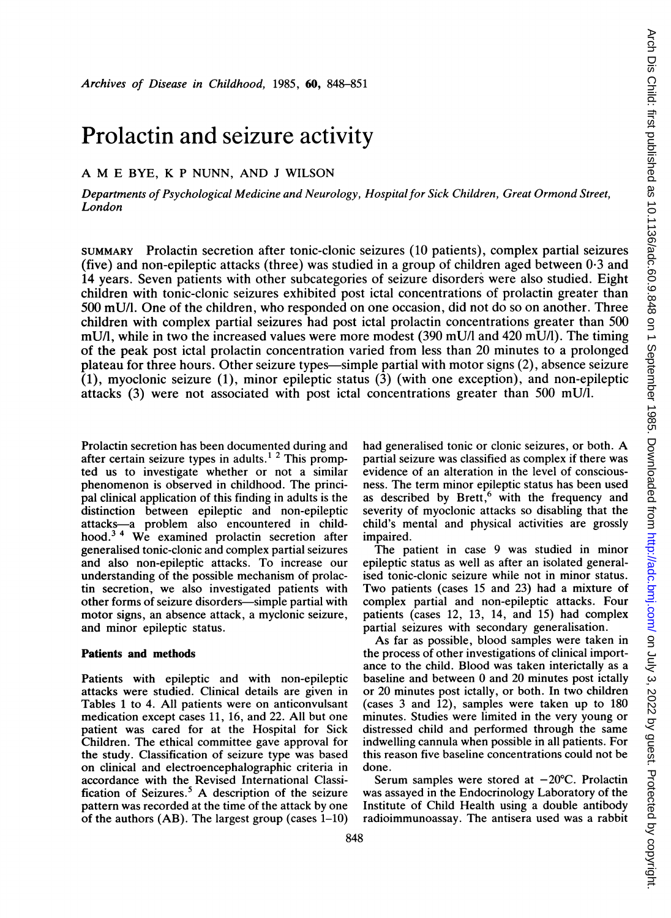# Prolactin and seizure activity

A M E BYE, K P NUNN, AND J WILSON

*Departments of Psychological Medicine and Neurology, Hospital for Sick Children, Great Ormond Street, London*

SUMMARY Prolactin secretion after tonic-clonic seizures (10 patients), complex partial seizures (five) and non-epileptic attacks (three) was studied in a group of children aged between 0·3 and 14 years. Seven patients with other subcategories of seizure disorders were also studied. Eight children with tonic-clonic seizures exhibited post ictal concentrations of prolactin greater than 500 mU/l. One of the children, who responded on one occasion, did not do so on another. Three children with complex partial seizures had post ictal prolactin concentrations greater than 500 mU/l, while in two the increased values were more modest (390 mU/l and 420 mU/l). The timing of the peak post ictal prolactin concentration varied from less than 20 minutes to a prolonged plateau for three hours. Other seizure types—simple partial with motor signs (2), absence seizure (1), myoclonic seizure (1), minor epileptic status (3) (with one exception), and non-epileptic attacks (3) were not associated with post ictal concentrations greater than 500 mU/l.

Prolactin secretion has been documented during and after certain seizure types in adults.[1 2] This prompted us to investigate whether or not a similar phenomenon is observed in childhood. The principal clinical application of this finding in adults is the distinction between epileptic and non-epileptic attacks—a problem also encountered in childhood.[3 4] We examined prolactin secretion after generalised tonic-clonic and complex partial seizures and also non-epileptic attacks. To increase our understanding of the possible mechanism of prolactin secretion, we also investigated patients with other forms of seizure disorders—simple partial with motor signs, an absence attack, a myclonic seizure, and minor epileptic status.

## Patients and methods

Patients with epileptic and with non-epileptic attacks were studied. Clinical details are given in Tables 1 to 4. All patients were on anticonvulsant medication except cases 11, 16, and 22. All but one patient was cared for at the Hospital for Sick Children. The ethical committee gave approval for the study. Classification of seizure type was based on clinical and electroencephalographic criteria in accordance with the Revised International Classification of Seizures.[5] A description of the seizure pattern was recorded at the time of the attack by one of the authors (AB). The largest group (cases 1–10) had generalised tonic or clonic seizures, or both. A partial seizure was classified as complex if there was evidence of an alteration in the level of consciousness. The term minor epileptic status has been used as described by Brett,[6] with the frequency and severity of myoclonic attacks so disabling that the child's mental and physical activities are grossly impaired.

The patient in case 9 was studied in minor epileptic status as well as after an isolated generalised tonic-clonic seizure while not in minor status. Two patients (cases 15 and 23) had a mixture of complex partial and non-epileptic attacks. Four patients (cases 12, 13, 14, and 15) had complex partial seizures with secondary generalisation.

As far as possible, blood samples were taken in the process of other investigations of clinical importance to the child. Blood was taken interictally as a baseline and between 0 and 20 minutes post ictally or 20 minutes post ictally, or both. In two children (cases 3 and 12), samples were taken up to 180 minutes. Studies were limited in the very young or distressed child and performed through the same indwelling cannula when possible in all patients. For this reason five baseline concentrations could not be done.

Serum samples were stored at −20°C. Prolactin was assayed in the Endocrinology Laboratory of the Institute of Child Health using a double antibody radioimmunoassay. The antisera used was a rabbit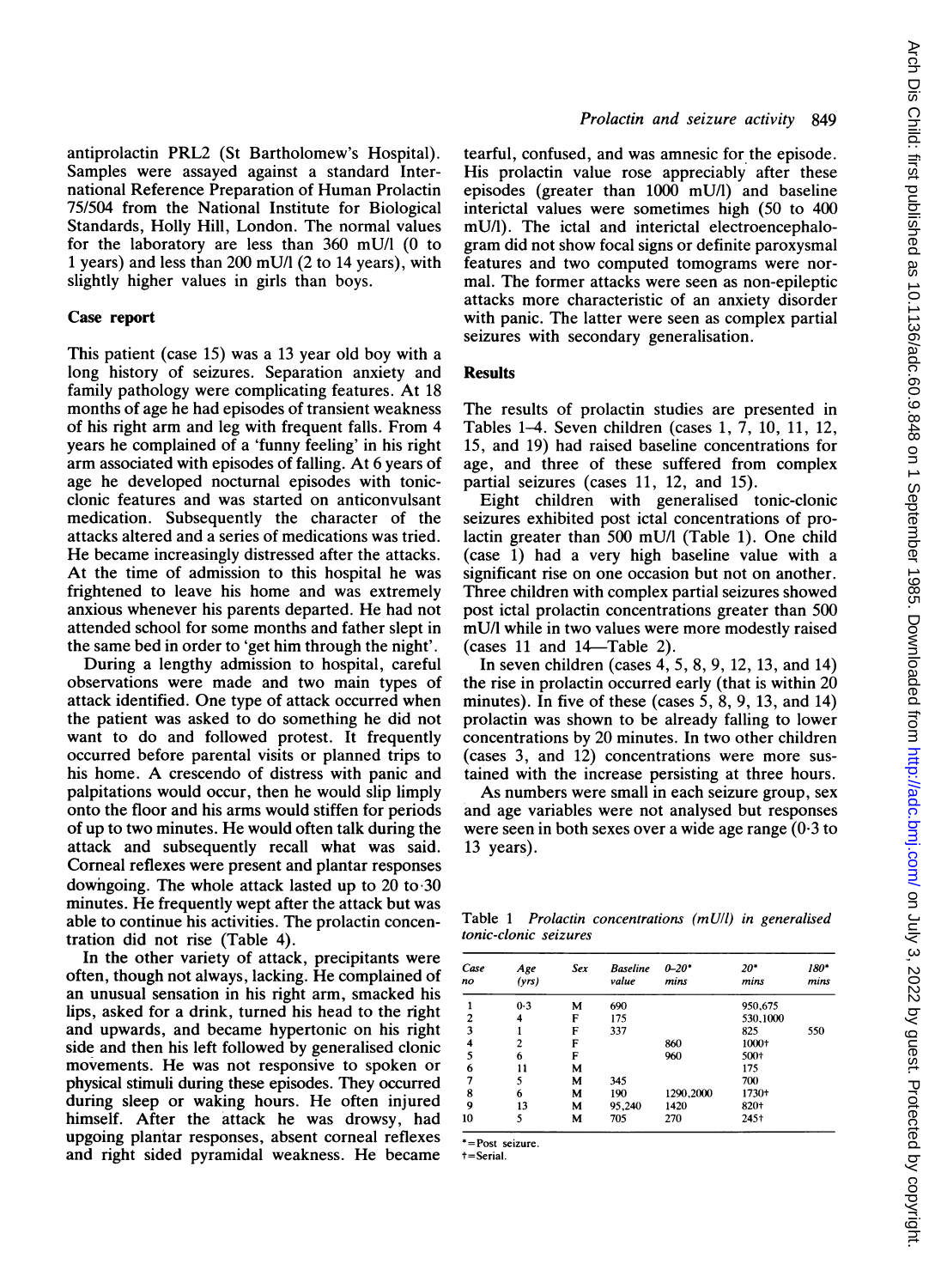antiprolactin PRL2 (St Bartholomew's Hospital). Samples were assayed against a standard International Reference Preparation of Human Prolactin 75/504 from the National Institute for Biological Standards, Holly Hill, London. The normal values for the laboratory are less than 360 mU/l (0 to 1 years) and less than 200 mU/l (2 to 14 years), with slightly higher values in girls than boys.

### Case report

This patient (case 15) was a 13 year old boy with a long history of seizures. Separation anxiety and family pathology were complicating features. At 18 months of age he had episodes of transient weakness of his right arm and leg with frequent falls. From 4 years he complained of a 'funny feeling' in his right arm associated with episodes of falling. At 6 years of age he developed nocturnal episodes with tonic-clonic features and was started on anticonvulsant medication. Subsequently the character of the attacks altered and a series of medications was tried. He became increasingly distressed after the attacks. At the time of admission to this hospital he was frightened to leave his home and was extremely anxious whenever his parents departed. He had not attended school for some months and father slept in the same bed in order to 'get him through the night'.

During a lengthy admission to hospital, careful observations were made and two main types of attack identified. One type of attack occurred when the patient was asked to do something he did not want to do and followed protest. It frequently occurred before parental visits or planned trips to his home. A crescendo of distress with panic and palpitations would occur, then he would slip limply onto the floor and his arms would stiffen for periods of up to two minutes. He would often talk during the attack and subsequently recall what was said. Corneal reflexes were present and plantar responses downgoing. The whole attack lasted up to 20 to 30 minutes. He frequently wept after the attack but was able to continue his activities. The prolactin concentration did not rise (Table 4).

In the other variety of attack, precipitants were often, though not always, lacking. He complained of an unusual sensation in his right arm, smacked his lips, asked for a drink, turned his head to the right and upwards, and became hypertonic on his right side and then his left followed by generalised clonic movements. He was not responsive to spoken or physical stimuli during these episodes. They occurred during sleep or waking hours. He often injured himself. After the attack he was drowsy, had upgoing plantar responses, absent corneal reflexes and right sided pyramidal weakness. He became tearful, confused, and was amnesic for the episode. His prolactin value rose appreciably after these episodes (greater than 1000 mU/l) and baseline interictal values were sometimes high (50 to 400 mU/l). The ictal and interictal electroencephalogram did not show focal signs or definite paroxysmal features and two computed tomograms were normal. The former attacks were seen as non-epileptic attacks more characteristic of an anxiety disorder with panic. The latter were seen as complex partial seizures with secondary generalisation.

### Results

The results of prolactin studies are presented in Tables 1–4. Seven children (cases 1, 7, 10, 11, 12, 15, and 19) had raised baseline concentrations for age, and three of these suffered from complex partial seizures (cases 11, 12, and 15).

Eight children with generalised tonic-clonic seizures exhibited post ictal concentrations of prolactin greater than 500 mU/l (Table 1). One child (case 1) had a very high baseline value with a significant rise on one occasion but not on another. Three children with complex partial seizures showed post ictal prolactin concentrations greater than 500 mU/l while in two values were more modestly raised (cases 11 and 14—Table 2).

In seven children (cases 4, 5, 8, 9, 12, 13, and 14) the rise in prolactin occurred early (that is within 20 minutes). In five of these (cases 5, 8, 9, 13, and 14) prolactin was shown to be already falling to lower concentrations by 20 minutes. In two other children (cases 3, and 12) concentrations were more sustained with the increase persisting at three hours.

As numbers were small in each seizure group, sex and age variables were not analysed but responses were seen in both sexes over a wide age range (0·3 to 13 years).

Table 1 *Prolactin concentrations (mU/l) in generalised tonic-clonic seizures*

| Case no | Age (yrs) | Sex | Baseline value | 0–20* mins | 20* mins | 180* mins |
|---|---|---|---|---|---|---|
| 1 | 0·3 | M | 690 | | 950,675 | |
| 2 | 4 | F | 175 | | 530,1000 | |
| 3 | 1 | F | 337 | | 825 | 550 |
| 4 | 2 | F | | 860 | 1000† | |
| 5 | 6 | F | | 960 | 500† | |
| 6 | 11 | M | | | 175 | |
| 7 | 5 | M | 345 | | 700 | |
| 8 | 6 | M | 190 | 1290,2000 | 1730† | |
| 9 | 13 | M | 95,240 | 1420 | 820† | |
| 10 | 5 | M | 705 | 270 | 245† | |

*=Post seizure.
†=Serial.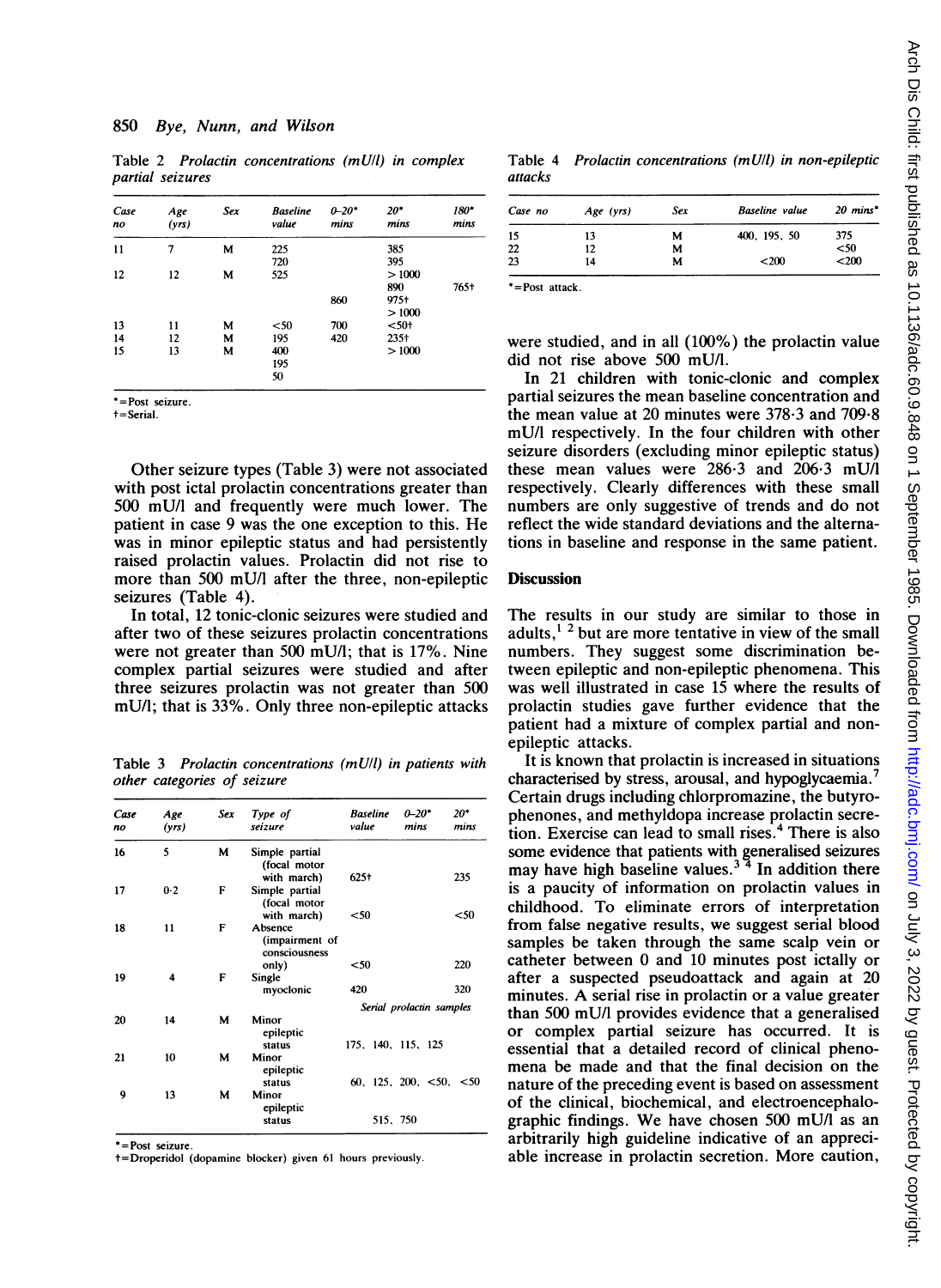Table 2  *Prolactin concentrations (mU/l) in complex partial seizures*

| Case no | Age (yrs) | Sex | Baseline value | 0–20* mins | 20* mins | 180* mins |
|---|---|---|---|---|---|---|
| 11 | 7 | M | 225 | | 385 | |
| | | | 720 | | 395 | |
| 12 | 12 | M | 525 | | >1000 | |
| | | | | | 890 | 765† |
| | | | | 860 | 975† | |
| | | | | | >1000 | |
| 13 | 11 | M | <50 | 700 | <50† | |
| 14 | 12 | M | 195 | 420 | 235† | |
| 15 | 13 | M | 400 | | >1000 | |
| | | | 195 | | | |
| | | | 50 | | | |

*=Post seizure.
†=Serial.

Other seizure types (Table 3) were not associated with post ictal prolactin concentrations greater than 500 mU/l and frequently were much lower. The patient in case 9 was the one exception to this. He was in minor epileptic status and had persistently raised prolactin values. Prolactin did not rise to more than 500 mU/l after the three, non-epileptic seizures (Table 4).

In total, 12 tonic-clonic seizures were studied and after two of these seizures prolactin concentrations were not greater than 500 mU/l; that is 17%. Nine complex partial seizures were studied and after three seizures prolactin was not greater than 500 mU/l; that is 33%. Only three non-epileptic attacks were studied, and in all (100%) the prolactin value did not rise above 500 mU/l.

Table 3  *Prolactin concentrations (mU/l) in patients with other categories of seizure*

| Case no | Age (yrs) | Sex | Type of seizure | Baseline value | 0–20* mins | 20* mins |
|---|---|---|---|---|---|---|
| 16 | 5 | M | Simple partial (focal motor with march) | 625† | | 235 |
| 17 | 0·2 | F | Simple partial (focal motor with march) | <50 | | <50 |
| 18 | 11 | F | Absence (impairment of consciousness only) | <50 | | 220 |
| 19 | 4 | F | Single myoclonic | 420 | | 320 |
| | | | | Serial prolactin samples | | |
| 20 | 14 | M | Minor epileptic status | 175, 140, 115, 125 | | |
| 21 | 10 | M | Minor epileptic status | 60, 125, 200, <50, <50 | | |
| 9 | 13 | M | Minor epileptic status | 515, 750 | | |

*=Post seizure.
†=Droperidol (dopamine blocker) given 61 hours previously.

Table 4  *Prolactin concentrations (mU/l) in non-epileptic attacks*

| Case no | Age (yrs) | Sex | Baseline value | 20 mins* |
|---|---|---|---|---|
| 15 | 13 | M | 400, 195, 50 | 375 |
| 22 | 12 | M | | <50 |
| 23 | 14 | M | <200 | <200 |

*=Post attack.

In 21 children with tonic-clonic and complex partial seizures the mean baseline concentration and the mean value at 20 minutes were 378·3 and 709·8 mU/l respectively. In the four children with other seizure disorders (excluding minor epileptic status) these mean values were 286·3 and 206·3 mU/l respectively. Clearly differences with these small numbers are only suggestive of trends and do not reflect the wide standard deviations and the alternations in baseline and response in the same patient.

## Discussion

The results in our study are similar to those in adults,[1 2] but are more tentative in view of the small numbers. They suggest some discrimination between epileptic and non-epileptic phenomena. This was well illustrated in case 15 where the results of prolactin studies gave further evidence that the patient had a mixture of complex partial and non-epileptic attacks.

It is known that prolactin is increased in situations characterised by stress, arousal, and hypoglycaemia.[7] Certain drugs including chlorpromazine, the butyrophenones, and methyldopa increase prolactin secretion. Exercise can lead to small rises.[4] There is also some evidence that patients with generalised seizures may have high baseline values.[3 4] In addition there is a paucity of information on prolactin values in childhood. To eliminate errors of interpretation from false negative results, we suggest serial blood samples be taken through the same scalp vein or catheter between 0 and 10 minutes post ictally or after a suspected pseudoattack and again at 20 minutes. A serial rise in prolactin or a value greater than 500 mU/l provides evidence that a generalised or complex partial seizure has occurred. It is essential that a detailed record of clinical phenomena be made and that the final decision on the nature of the preceding event is based on assessment of the clinical, biochemical, and electroencephalographic findings. We have chosen 500 mU/l as an arbitrarily high guideline indicative of an appreciable increase in prolactin secretion. More caution,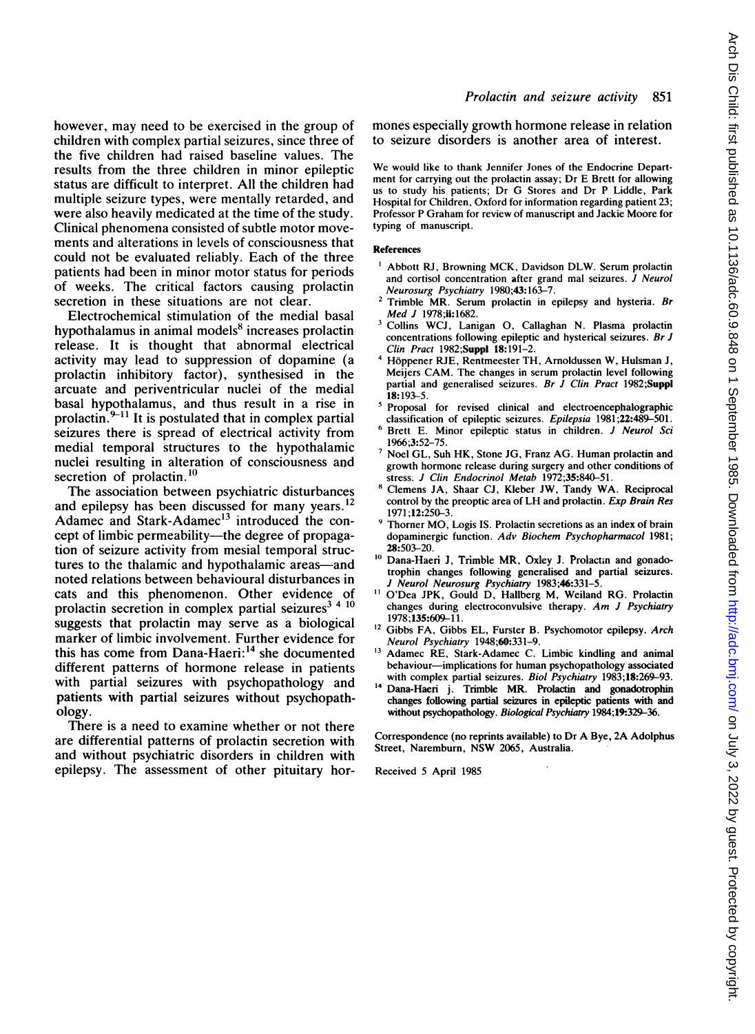however, may need to be exercised in the group of children with complex partial seizures, since three of the five children had raised baseline values. The results from the three children in minor epileptic status are difficult to interpret. All the children had multiple seizure types, were mentally retarded, and were also heavily medicated at the time of the study. Clinical phenomena consisted of subtle motor movements and alterations in levels of consciousness that could not be evaluated reliably. Each of the three patients had been in minor motor status for periods of weeks. The critical factors causing prolactin secretion in these situations are not clear.

Electrochemical stimulation of the medial basal hypothalamus in animal models[8] increases prolactin release. It is thought that abnormal electrical activity may lead to suppression of dopamine (a prolactin inhibitory factor), synthesised in the arcuate and periventricular nuclei of the medial basal hypothalamus, and thus result in a rise in prolactin.[9–11] It is postulated that in complex partial seizures there is spread of electrical activity from medial temporal structures to the hypothalamic nuclei resulting in alteration of consciousness and secretion of prolactin.[10]

The association between psychiatric disturbances and epilepsy has been discussed for many years.[12] Adamec and Stark-Adamec[13] introduced the concept of limbic permeability—the degree of propagation of seizure activity from mesial temporal structures to the thalamic and hypothalamic areas—and noted relations between behavioural disturbances in cats and this phenomenon. Other evidence of prolactin secretion in complex partial seizures[3 4 10] suggests that prolactin may serve as a biological marker of limbic involvement. Further evidence for this has come from Dana-Haeri:[14] she documented different patterns of hormone release in patients with partial seizures with psychopathology and patients with partial seizures without psychopathology.

There is a need to examine whether or not there are differential patterns of prolactin secretion with and without psychiatric disorders in children with epilepsy. The assessment of other pituitary hormones especially growth hormone release in relation to seizure disorders is another area of interest.

We would like to thank Jennifer Jones of the Endocrine Department for carrying out the prolactin assay; Dr E Brett for allowing us to study his patients; Dr G Stores and Dr P Liddle, Park Hospital for Children, Oxford for information regarding patient 23; Professor P Graham for review of manuscript and Jackie Moore for typing of manuscript.

## References

1. Abbott RJ, Browning MCK, Davidson DLW. Serum prolactin and cortisol concentration after grand mal seizures. *J Neurol Neurosurg Psychiatry* 1980;**43**:163–7.
2. Trimble MR. Serum prolactin in epilepsy and hysteria. *Br Med J* 1978;**ii**:1682.
3. Collins WCJ, Lanigan O, Callaghan N. Plasma prolactin concentrations following epileptic and hysterical seizures. *Br J Clin Pract* 1982;**Suppl 18**:191–2.
4. Höppener RJE, Rentmeester TH, Arnoldussen W, Hulsman J, Meijers CAM. The changes in serum prolactin level following partial and generalised seizures. *Br J Clin Pract* 1982;**Suppl 18**:193–5.
5. Proposal for revised clinical and electroencephalographic classification of epileptic seizures. *Epilepsia* 1981;**22**:489–501.
6. Brett E. Minor epileptic status in children. *J Neurol Sci* 1966;**3**:52–75.
7. Noel GL, Suh HK, Stone JG, Franz AG. Human prolactin and growth hormone release during surgery and other conditions of stress. *J Clin Endocrinol Metab* 1972;**35**:840–51.
8. Clemens JA, Shaar CJ, Kleber JW, Tandy WA. Reciprocal control by the preoptic area of LH and prolactin. *Exp Brain Res* 1971;**12**:250–3.
9. Thorner MO, Logis IS. Prolactin secretions as an index of brain dopaminergic function. *Adv Biochem Psychopharmacol* 1981; **28**:503–20.
10. Dana-Haeri J, Trimble MR, Oxley J. Prolactin and gonadotrophin changes following generalised and partial seizures. *J Neurol Neurosurg Psychiatry* 1983;**46**:331–5.
11. O'Dea JPK, Gould D, Hallberg M, Weiland RG. Prolactin changes during electroconvulsive therapy. *Am J Psychiatry* 1978;**135**:609–11.
12. Gibbs FA, Gibbs EL, Furster B. Psychomotor epilepsy. *Arch Neurol Psychiatry* 1948;**60**:331–9.
13. Adamec RE, Stark-Adamec C. Limbic kindling and animal behaviour—implications for human psychopathology associated with complex partial seizures. *Biol Psychiatry* 1983;**18**:269–93.
14. Dana-Haeri j. Trimble MR. Prolactin and gonadotrophin changes following partial seizures in epileptic patients with and without psychopathology. *Biological Psychiatry* 1984;**19**:329–36.

Correspondence (no reprints available) to Dr A Bye, 2A Adolphus Street, Naremburn, NSW 2065, Australia.

Received 5 April 1985